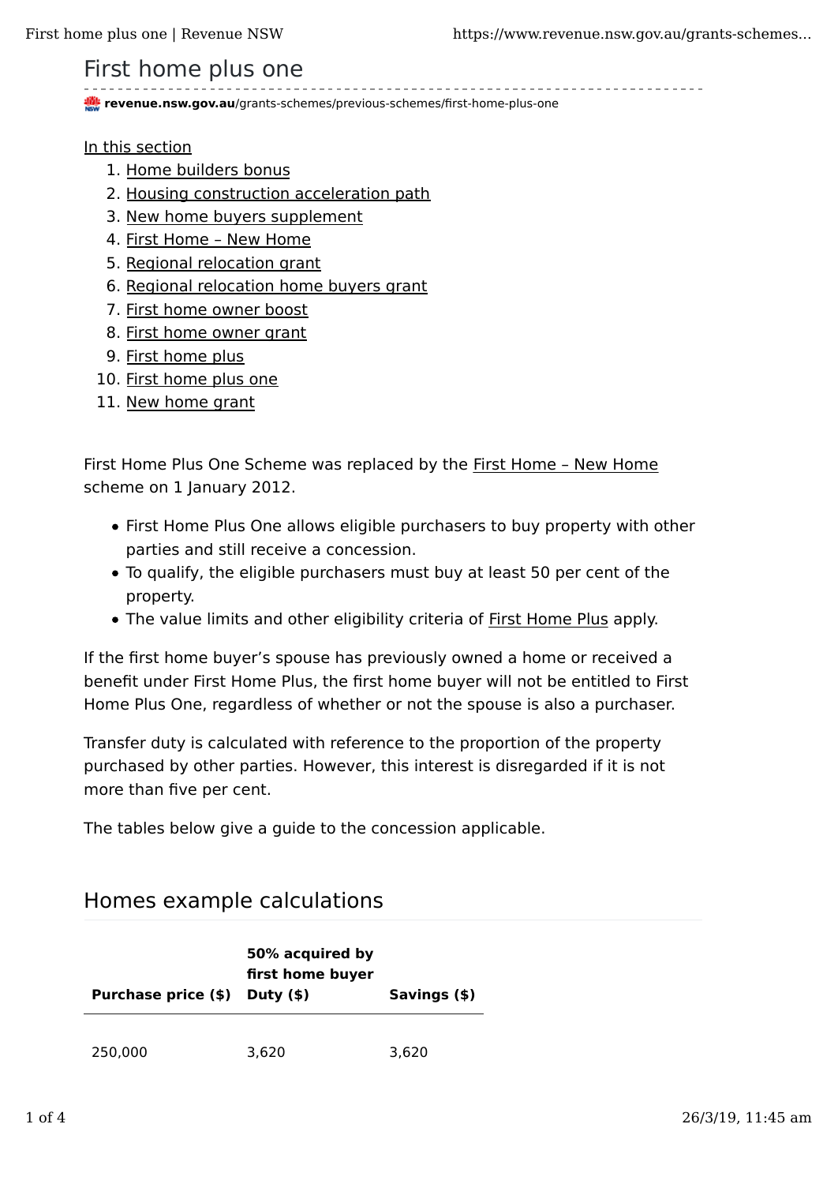# First home plus one

revenue.nsw.gov.au/grants-schemes/previous-schemes/first-home-plus-one

In this section

1. Home builders bonus
2. Housing construction acceleration path
3. New home buyers supplement
4. First Home – New Home
5. Regional relocation grant
6. Regional relocation home buyers grant
7. First home owner boost
8. First home owner grant
9. First home plus
10. First home plus one
11. New home grant

First Home Plus One Scheme was replaced by the First Home – New Home scheme on 1 January 2012.

- First Home Plus One allows eligible purchasers to buy property with other parties and still receive a concession.
- To qualify, the eligible purchasers must buy at least 50 per cent of the property.
- The value limits and other eligibility criteria of First Home Plus apply.

If the first home buyer's spouse has previously owned a home or received a benefit under First Home Plus, the first home buyer will not be entitled to First Home Plus One, regardless of whether or not the spouse is also a purchaser.

Transfer duty is calculated with reference to the proportion of the property purchased by other parties. However, this interest is disregarded if it is not more than five per cent.

The tables below give a guide to the concession applicable.

## Homes example calculations

| Purchase price ($) | 50% acquired by first home buyer Duty ($) | Savings ($) |
|---|---|---|
| 250,000 | 3,620 | 3,620 |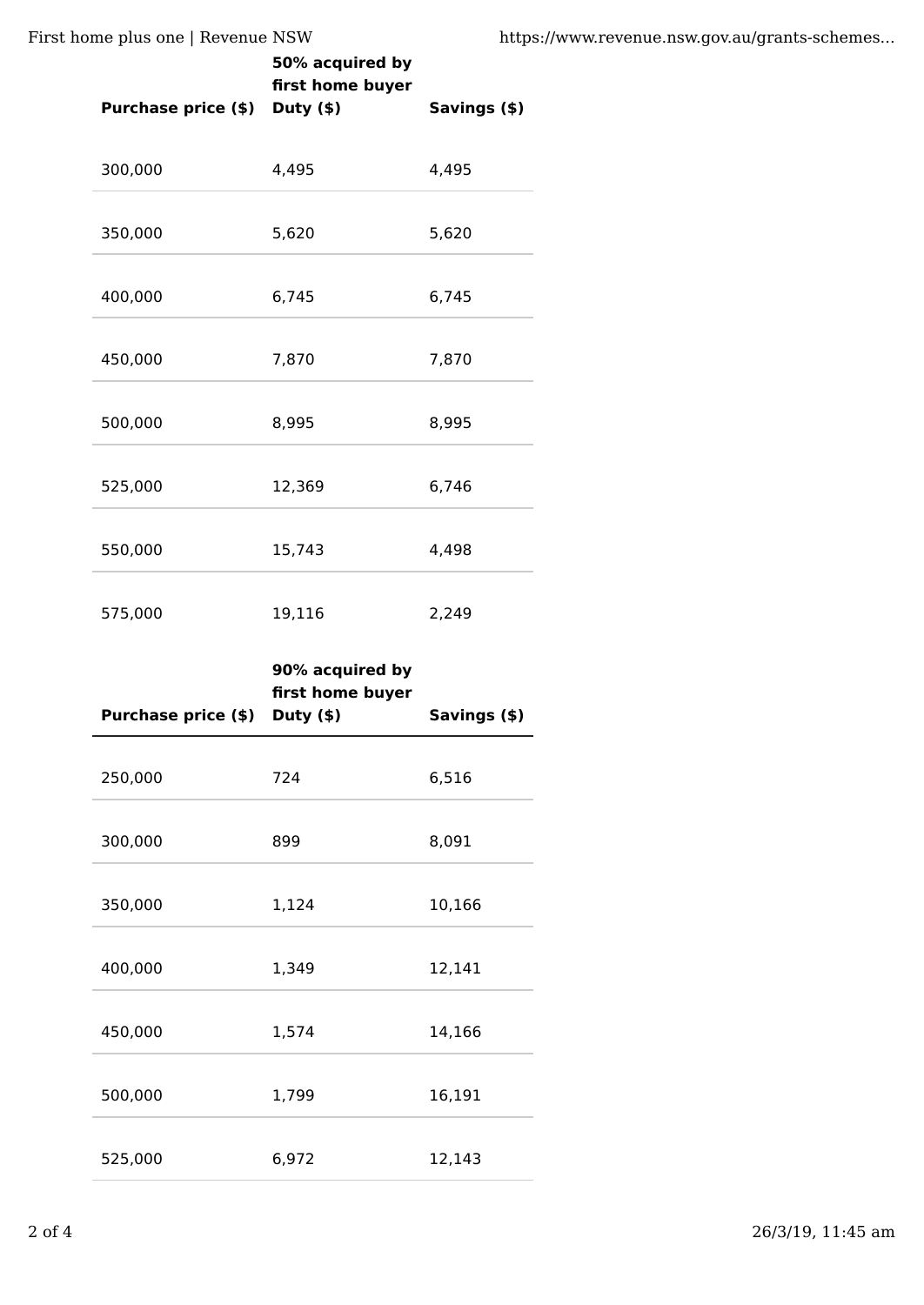| Purchase price ($) | 50% acquired by first home buyer Duty ($) | Savings ($) |
|---|---|---|
| 300,000 | 4,495 | 4,495 |
| 350,000 | 5,620 | 5,620 |
| 400,000 | 6,745 | 6,745 |
| 450,000 | 7,870 | 7,870 |
| 500,000 | 8,995 | 8,995 |
| 525,000 | 12,369 | 6,746 |
| 550,000 | 15,743 | 4,498 |
| 575,000 | 19,116 | 2,249 |

| Purchase price ($) | 90% acquired by first home buyer Duty ($) | Savings ($) |
|---|---|---|
| 250,000 | 724 | 6,516 |
| 300,000 | 899 | 8,091 |
| 350,000 | 1,124 | 10,166 |
| 400,000 | 1,349 | 12,141 |
| 450,000 | 1,574 | 14,166 |
| 500,000 | 1,799 | 16,191 |
| 525,000 | 6,972 | 12,143 |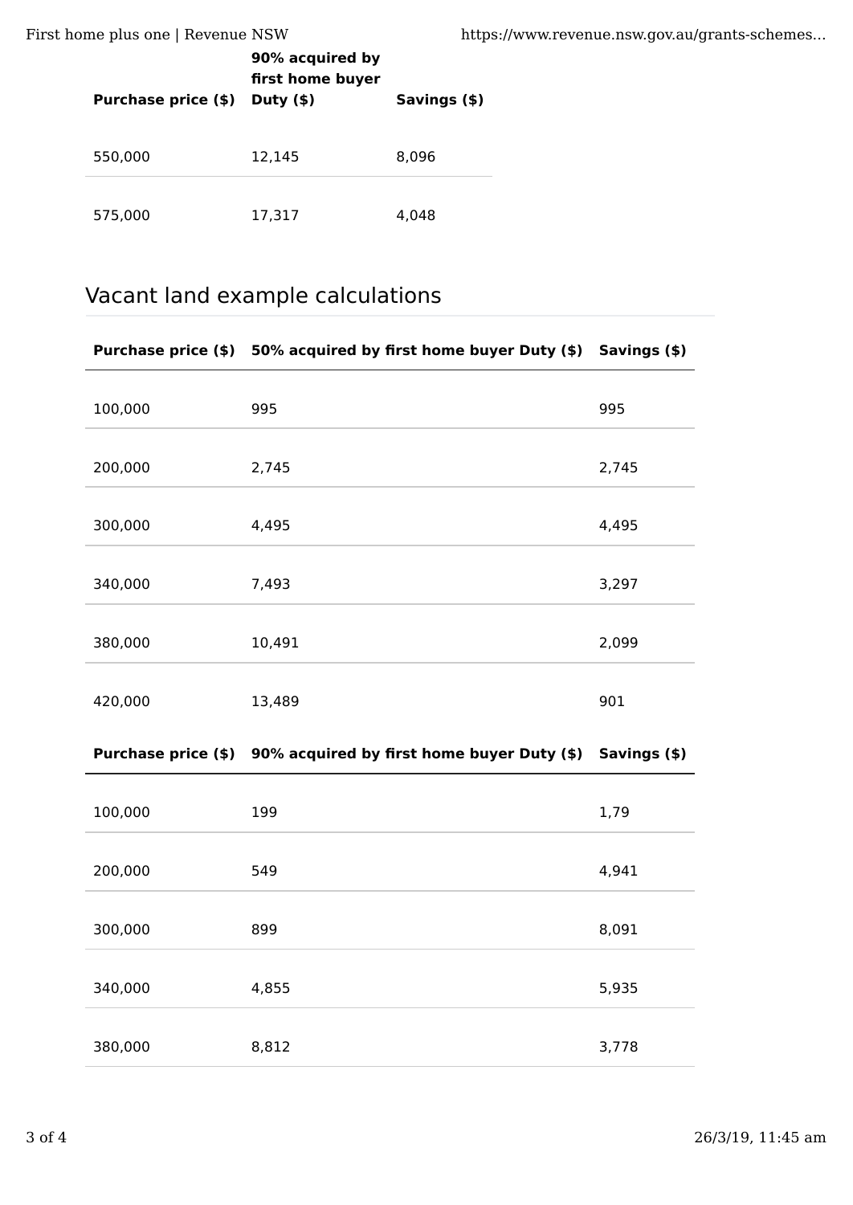| Purchase price ($) | 90% acquired by first home buyer Duty ($) | Savings ($) |
|---|---|---|
| 550,000 | 12,145 | 8,096 |
| 575,000 | 17,317 | 4,048 |

## Vacant land example calculations

| Purchase price ($) | 50% acquired by first home buyer Duty ($) | Savings ($) |
|---|---|---|
| 100,000 | 995 | 995 |
| 200,000 | 2,745 | 2,745 |
| 300,000 | 4,495 | 4,495 |
| 340,000 | 7,493 | 3,297 |
| 380,000 | 10,491 | 2,099 |
| 420,000 | 13,489 | 901 |

| Purchase price ($) | 90% acquired by first home buyer Duty ($) | Savings ($) |
|---|---|---|
| 100,000 | 199 | 1,79 |
| 200,000 | 549 | 4,941 |
| 300,000 | 899 | 8,091 |
| 340,000 | 4,855 | 5,935 |
| 380,000 | 8,812 | 3,778 |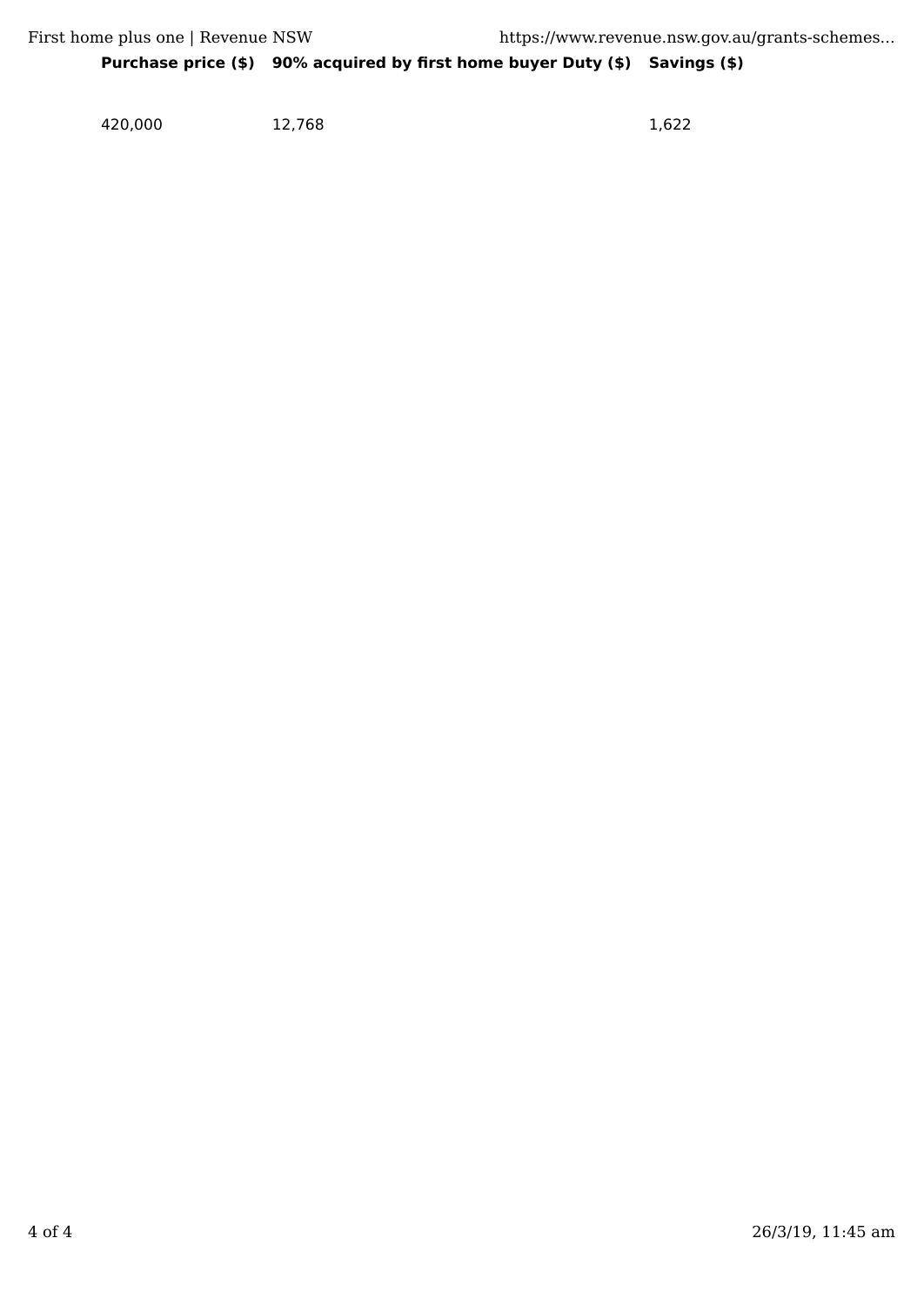| Purchase price ($) | 90% acquired by first home buyer Duty ($) | Savings ($) |
|---|---|---|
| 420,000 | 12,768 | 1,622 |